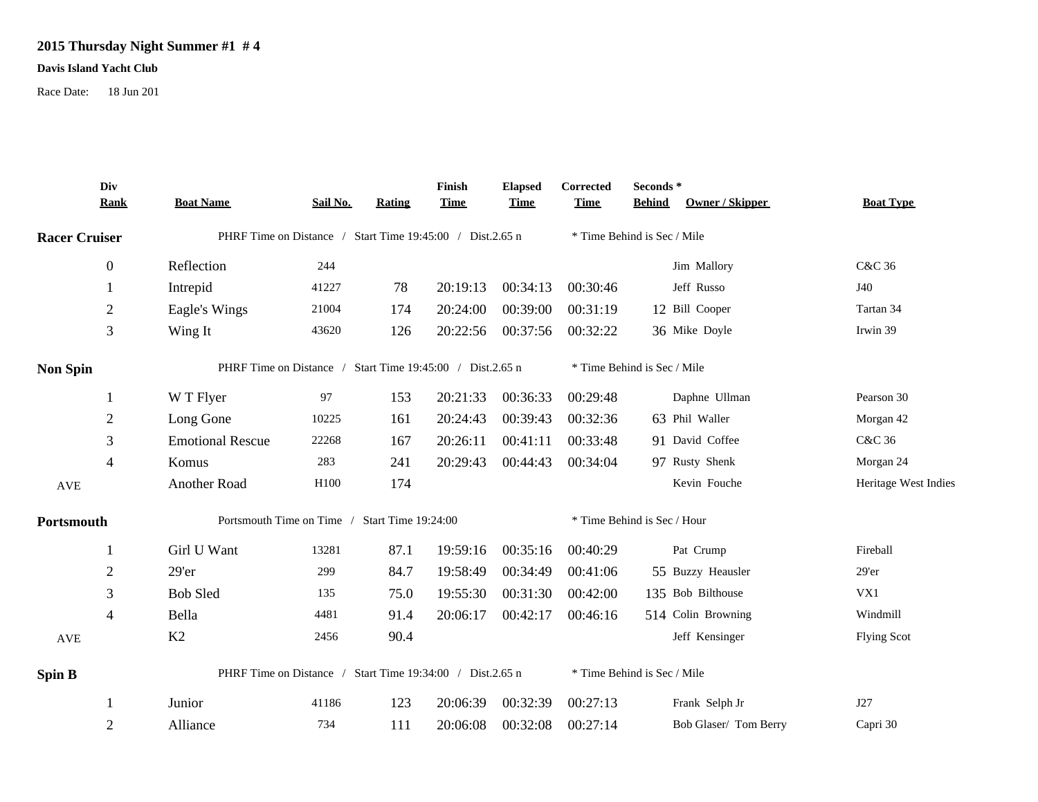**2015 Thursday Night Summer #1 # 4**

**Davis Island Yacht Club**

Race Date: 18 Jun 201

| Div Rank | Boat Name | Sail No. | Rating | Finish Time | Elapsed Time | Corrected Time | Seconds * Behind | Owner / Skipper | Boat Type |
|---|---|---|---|---|---|---|---|---|---|
| **Racer Cruiser** | PHRF Time on Distance / Start Time 19:45:00 / Dist.2.65 n | | | | | * Time Behind is Sec / Mile | | | |
| 0 | Reflection | 244 | | | | | | Jim Mallory | C&C 36 |
| 1 | Intrepid | 41227 | 78 | 20:19:13 | 00:34:13 | 00:30:46 | | Jeff Russo | J40 |
| 2 | Eagle's Wings | 21004 | 174 | 20:24:00 | 00:39:00 | 00:31:19 | 12 | Bill Cooper | Tartan 34 |
| 3 | Wing It | 43620 | 126 | 20:22:56 | 00:37:56 | 00:32:22 | 36 | Mike Doyle | Irwin 39 |
| **Non Spin** | PHRF Time on Distance / Start Time 19:45:00 / Dist.2.65 n | | | | | * Time Behind is Sec / Mile | | | |
| 1 | W T Flyer | 97 | 153 | 20:21:33 | 00:36:33 | 00:29:48 | | Daphne Ullman | Pearson 30 |
| 2 | Long Gone | 10225 | 161 | 20:24:43 | 00:39:43 | 00:32:36 | 63 | Phil Waller | Morgan 42 |
| 3 | Emotional Rescue | 22268 | 167 | 20:26:11 | 00:41:11 | 00:33:48 | 91 | David Coffee | C&C 36 |
| 4 | Komus | 283 | 241 | 20:29:43 | 00:44:43 | 00:34:04 | 97 | Rusty Shenk | Morgan 24 |
| AVE | Another Road | H100 | 174 | | | | | Kevin Fouche | Heritage West Indies |
| **Portsmouth** | Portsmouth Time on Time / Start Time 19:24:00 | | | | | * Time Behind is Sec / Hour | | | |
| 1 | Girl U Want | 13281 | 87.1 | 19:59:16 | 00:35:16 | 00:40:29 | | Pat Crump | Fireball |
| 2 | 29'er | 299 | 84.7 | 19:58:49 | 00:34:49 | 00:41:06 | 55 | Buzzy Heausler | 29'er |
| 3 | Bob Sled | 135 | 75.0 | 19:55:30 | 00:31:30 | 00:42:00 | 135 | Bob Bilthouse | VX1 |
| 4 | Bella | 4481 | 91.4 | 20:06:17 | 00:42:17 | 00:46:16 | 514 | Colin Browning | Windmill |
| AVE | K2 | 2456 | 90.4 | | | | | Jeff Kensinger | Flying Scot |
| **Spin B** | PHRF Time on Distance / Start Time 19:34:00 / Dist.2.65 n | | | | | * Time Behind is Sec / Mile | | | |
| 1 | Junior | 41186 | 123 | 20:06:39 | 00:32:39 | 00:27:13 | | Frank Selph Jr | J27 |
| 2 | Alliance | 734 | 111 | 20:06:08 | 00:32:08 | 00:27:14 | | Bob Glaser/ Tom Berry | Capri 30 |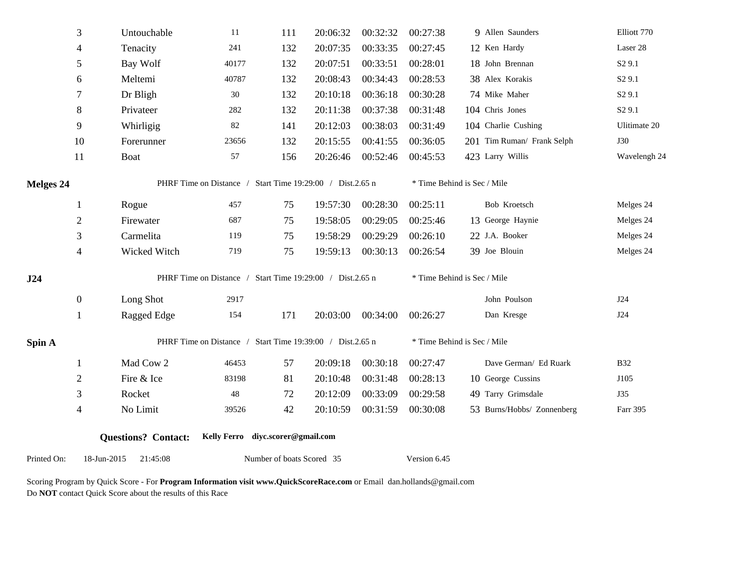| | | | | | | | | | |
|---|---|---|---|---|---|---|---|---|---|
| 3 | Untouchable | 11 | 111 | 20:06:32 | 00:32:32 | 00:27:38 | 9 | Allen Saunders | Elliott 770 |
| 4 | Tenacity | 241 | 132 | 20:07:35 | 00:33:35 | 00:27:45 | 12 | Ken Hardy | Laser 28 |
| 5 | Bay Wolf | 40177 | 132 | 20:07:51 | 00:33:51 | 00:28:01 | 18 | John Brennan | S2 9.1 |
| 6 | Meltemi | 40787 | 132 | 20:08:43 | 00:34:43 | 00:28:53 | 38 | Alex Korakis | S2 9.1 |
| 7 | Dr Bligh | 30 | 132 | 20:10:18 | 00:36:18 | 00:30:28 | 74 | Mike Maher | S2 9.1 |
| 8 | Privateer | 282 | 132 | 20:11:38 | 00:37:38 | 00:31:48 | 104 | Chris Jones | S2 9.1 |
| 9 | Whirligig | 82 | 141 | 20:12:03 | 00:38:03 | 00:31:49 | 104 | Charlie Cushing | Ulitimate 20 |
| 10 | Forerunner | 23656 | 132 | 20:15:55 | 00:41:55 | 00:36:05 | 201 | Tim Ruman/ Frank Selph | J30 |
| 11 | Boat | 57 | 156 | 20:26:46 | 00:52:46 | 00:45:53 | 423 | Larry Willis | Wavelengh 24 |

**Melges 24** PHRF Time on Distance / Start Time 19:29:00 / Dist.2.65 n * Time Behind is Sec / Mile

| | | | | | | | | | |
|---|---|---|---|---|---|---|---|---|---|
| 1 | Rogue | 457 | 75 | 19:57:30 | 00:28:30 | 00:25:11 | | Bob Kroetsch | Melges 24 |
| 2 | Firewater | 687 | 75 | 19:58:05 | 00:29:05 | 00:25:46 | 13 | George Haynie | Melges 24 |
| 3 | Carmelita | 119 | 75 | 19:58:29 | 00:29:29 | 00:26:10 | 22 | J.A. Booker | Melges 24 |
| 4 | Wicked Witch | 719 | 75 | 19:59:13 | 00:30:13 | 00:26:54 | 39 | Joe Blouin | Melges 24 |

**J24** PHRF Time on Distance / Start Time 19:29:00 / Dist.2.65 n * Time Behind is Sec / Mile

| | | | | | | | | | |
|---|---|---|---|---|---|---|---|---|---|
| 0 | Long Shot | 2917 | | | | | | John Poulson | J24 |
| 1 | Ragged Edge | 154 | 171 | 20:03:00 | 00:34:00 | 00:26:27 | | Dan Kresge | J24 |

**Spin A** PHRF Time on Distance / Start Time 19:39:00 / Dist.2.65 n * Time Behind is Sec / Mile

| | | | | | | | | | |
|---|---|---|---|---|---|---|---|---|---|
| 1 | Mad Cow 2 | 46453 | 57 | 20:09:18 | 00:30:18 | 00:27:47 | | Dave German/ Ed Ruark | B32 |
| 2 | Fire & Ice | 83198 | 81 | 20:10:48 | 00:31:48 | 00:28:13 | 10 | George Cussins | J105 |
| 3 | Rocket | 48 | 72 | 20:12:09 | 00:33:09 | 00:29:58 | 49 | Tarry Grimsdale | J35 |
| 4 | No Limit | 39526 | 42 | 20:10:59 | 00:31:59 | 00:30:08 | 53 | Burns/Hobbs/ Zonnenberg | Farr 395 |

**Questions? Contact:** **Kelly Ferro diyc.scorer@gmail.com**

Printed On: 18-Jun-2015 21:45:08 Number of boats Scored 35 Version 6.45

Scoring Program by Quick Score - For **Program Information visit www.QuickScoreRace.com** or Email dan.hollands@gmail.com
Do **NOT** contact Quick Score about the results of this Race